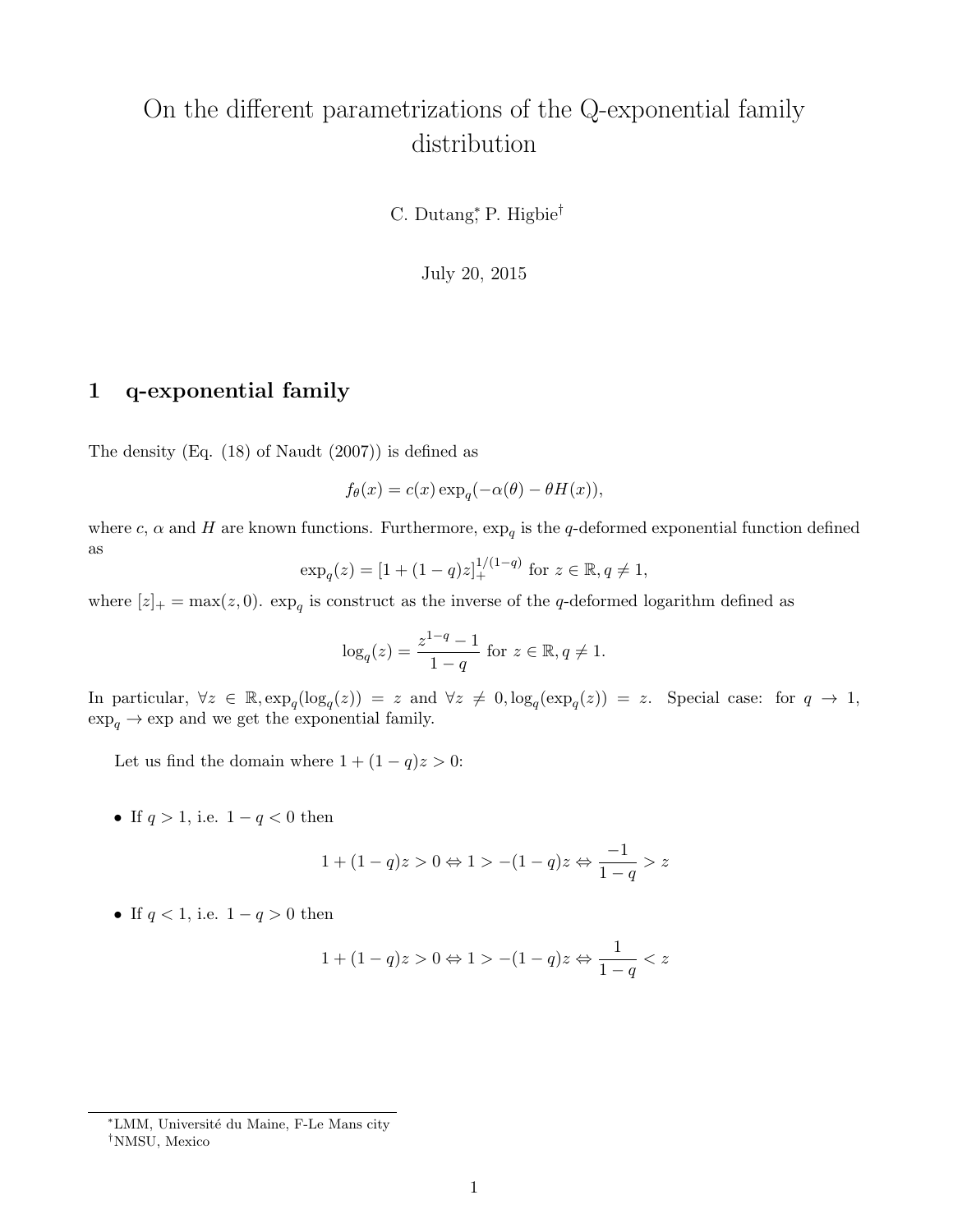# On the different parametrizations of the Q-exponential family distribution

C. Dutang[*], P. Higbie[†]

July 20, 2015

## 1 q-exponential family

The density (Eq. (18) of Naudt (2007)) is defined as

$$f_\theta(x) = c(x) \exp_q(-\alpha(\theta) - \theta H(x)),$$

where $c$, $\alpha$ and $H$ are known functions. Furthermore, $\exp_q$ is the $q$-deformed exponential function defined as

$$\exp_q(z) = [1 + (1-q)z]_+^{1/(1-q)} \text{ for } z \in \mathbb{R}, q \neq 1,$$

where $[z]_+ = \max(z, 0)$. $\exp_q$ is construct as the inverse of the $q$-deformed logarithm defined as

$$\log_q(z) = \frac{z^{1-q} - 1}{1-q} \text{ for } z \in \mathbb{R}, q \neq 1.$$

In particular, $\forall z \in \mathbb{R}, \exp_q(\log_q(z)) = z$ and $\forall z \neq 0, \log_q(\exp_q(z)) = z$. Special case: for $q \to 1$, $\exp_q \to \exp$ and we get the exponential family.

Let us find the domain where $1 + (1-q)z > 0$:

- If $q > 1$, i.e. $1 - q < 0$ then

$$1 + (1-q)z > 0 \Leftrightarrow 1 > -(1-q)z \Leftrightarrow \frac{-1}{1-q} > z$$

- If $q < 1$, i.e. $1 - q > 0$ then

$$1 + (1-q)z > 0 \Leftrightarrow 1 > -(1-q)z \Leftrightarrow \frac{1}{1-q} < z$$

---

[*] LMM, Université du Maine, F-Le Mans city

[†] NMSU, Mexico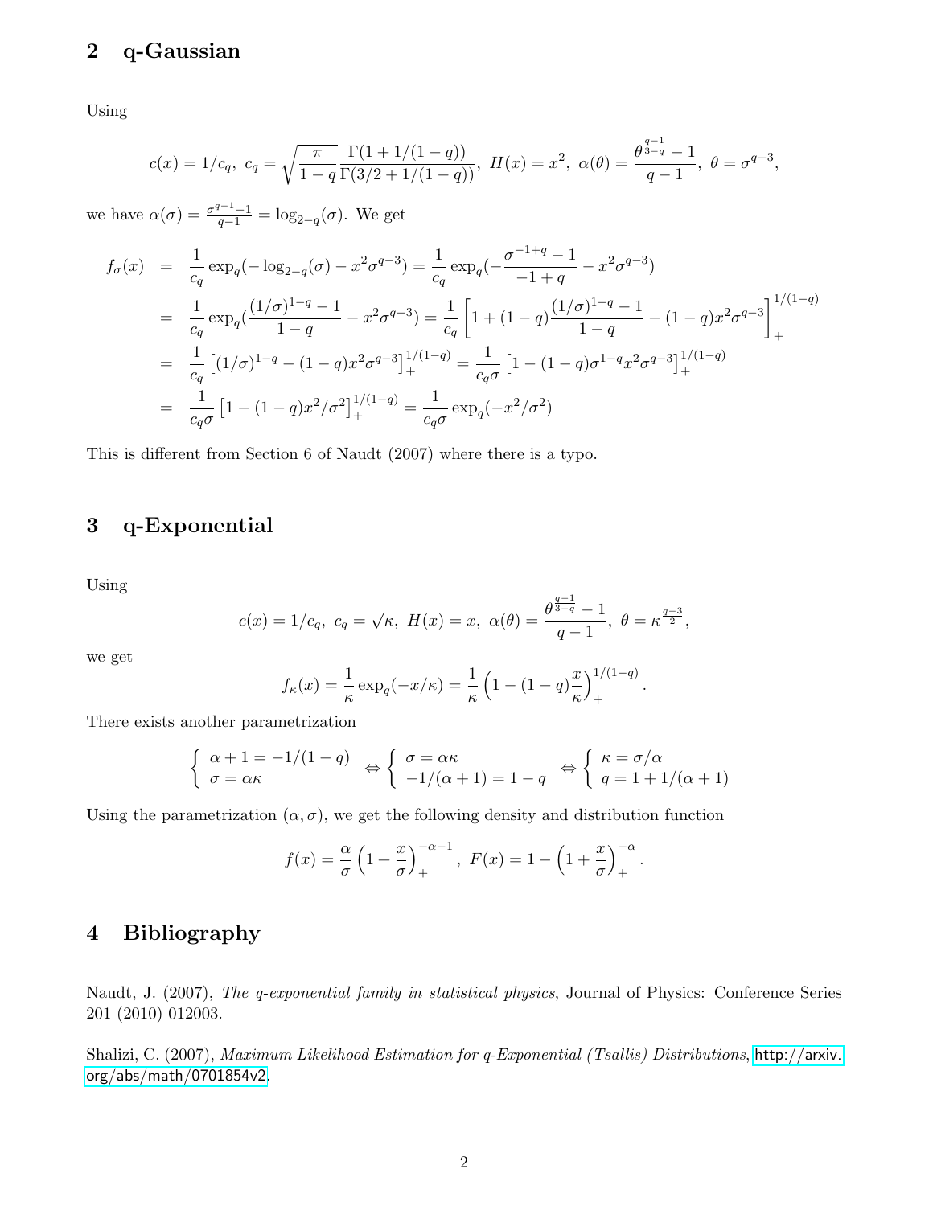## 2 q-Gaussian

Using

$$c(x) = 1/c_q,\ c_q = \sqrt{\frac{\pi}{1-q}}\frac{\Gamma(1+1/(1-q))}{\Gamma(3/2+1/(1-q))},\ H(x) = x^2,\ \alpha(\theta) = \frac{\theta^{\frac{q-1}{3-q}}-1}{q-1},\ \theta = \sigma^{q-3},$$

we have $\alpha(\sigma) = \frac{\sigma^{q-1}-1}{q-1} = \log_{2-q}(\sigma)$. We get

$$\begin{aligned}
f_\sigma(x) &= \frac{1}{c_q}\exp_q(-\log_{2-q}(\sigma) - x^2\sigma^{q-3}) = \frac{1}{c_q}\exp_q(-\frac{\sigma^{-1+q}-1}{-1+q} - x^2\sigma^{q-3}) \\
&= \frac{1}{c_q}\exp_q(\frac{(1/\sigma)^{1-q}-1}{1-q} - x^2\sigma^{q-3}) = \frac{1}{c_q}\left[1 + (1-q)\frac{(1/\sigma)^{1-q}-1}{1-q} - (1-q)x^2\sigma^{q-3}\right]_+^{1/(1-q)} \\
&= \frac{1}{c_q}\left[(1/\sigma)^{1-q} - (1-q)x^2\sigma^{q-3}\right]_+^{1/(1-q)} = \frac{1}{c_q\sigma}\left[1 - (1-q)\sigma^{1-q}x^2\sigma^{q-3}\right]_+^{1/(1-q)} \\
&= \frac{1}{c_q\sigma}\left[1 - (1-q)x^2/\sigma^2\right]_+^{1/(1-q)} = \frac{1}{c_q\sigma}\exp_q(-x^2/\sigma^2)
\end{aligned}$$

This is different from Section 6 of Naudt (2007) where there is a typo.

## 3 q-Exponential

Using

$$c(x) = 1/c_q,\ c_q = \sqrt{\kappa},\ H(x) = x,\ \alpha(\theta) = \frac{\theta^{\frac{q-1}{3-q}}-1}{q-1},\ \theta = \kappa^{\frac{q-3}{2}},$$

we get

$$f_\kappa(x) = \frac{1}{\kappa}\exp_q(-x/\kappa) = \frac{1}{\kappa}\left(1-(1-q)\frac{x}{\kappa}\right)_+^{1/(1-q)}.$$

There exists another parametrization

$$\begin{cases} \alpha + 1 = -1/(1-q) \\ \sigma = \alpha\kappa \end{cases} \Leftrightarrow \begin{cases} \sigma = \alpha\kappa \\ -1/(\alpha+1) = 1-q \end{cases} \Leftrightarrow \begin{cases} \kappa = \sigma/\alpha \\ q = 1 + 1/(\alpha+1) \end{cases}$$

Using the parametrization $(\alpha, \sigma)$, we get the following density and distribution function

$$f(x) = \frac{\alpha}{\sigma}\left(1+\frac{x}{\sigma}\right)_+^{-\alpha-1},\ F(x) = 1 - \left(1+\frac{x}{\sigma}\right)_+^{-\alpha}.$$

## 4 Bibliography

Naudt, J. (2007), *The q-exponential family in statistical physics*, Journal of Physics: Conference Series 201 (2010) 012003.

Shalizi, C. (2007), *Maximum Likelihood Estimation for q-Exponential (Tsallis) Distributions*, http://arxiv.org/abs/math/0701854v2.